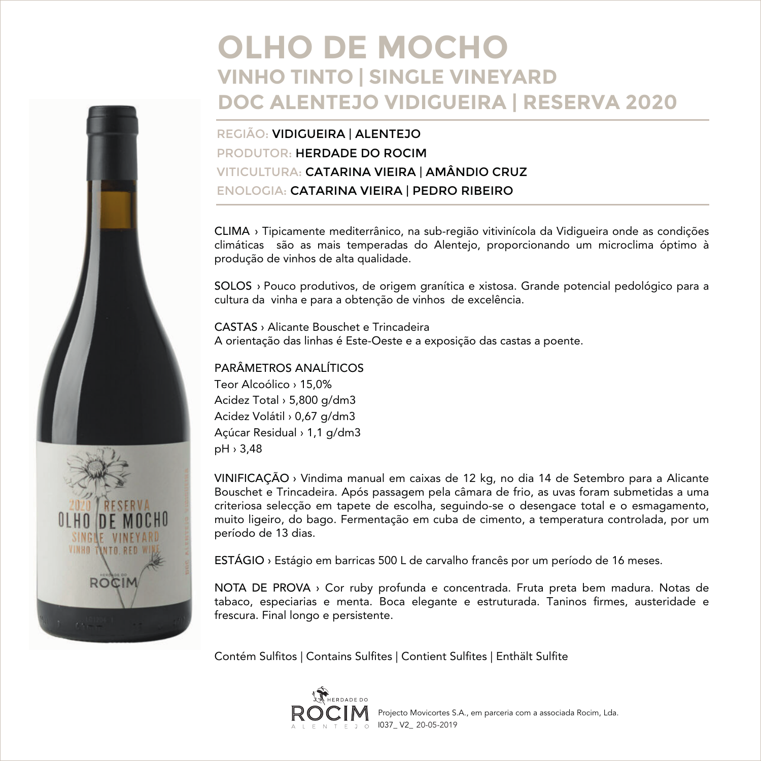# OLHO DE MOCHO

## VINHO TINTO | SINGLE VINEYARD
## DOC ALENTEJO VIDIGUEIRA | RESERVA 2020

REGIÃO: **VIDIGUEIRA | ALENTEJO**
PRODUTOR: **HERDADE DO ROCIM**
VITICULTURA: **CATARINA VIEIRA | AMÂNDIO CRUZ**
ENOLOGIA: **CATARINA VIEIRA | PEDRO RIBEIRO**

CLIMA › Tipicamente mediterrânico, na sub-região vitivinícola da Vidigueira onde as condições climáticas são as mais temperadas do Alentejo, proporcionando um microclima óptimo à produção de vinhos de alta qualidade.

SOLOS › Pouco produtivos, de origem granítica e xistosa. Grande potencial pedológico para a cultura da vinha e para a obtenção de vinhos de excelência.

CASTAS › Alicante Bouschet e Trincadeira
A orientação das linhas é Este-Oeste e a exposição das castas a poente.

PARÂMETROS ANALÍTICOS
Teor Alcoólico › 15,0%
Acidez Total › 5,800 g/dm3
Acidez Volátil › 0,67 g/dm3
Açúcar Residual › 1,1 g/dm3
pH › 3,48

VINIFICAÇÃO › Vindima manual em caixas de 12 kg, no dia 14 de Setembro para a Alicante Bouschet e Trincadeira. Após passagem pela câmara de frio, as uvas foram submetidas a uma criteriosa selecção em tapete de escolha, seguindo-se o desengace total e o esmagamento, muito ligeiro, do bago. Fermentação em cuba de cimento, a temperatura controlada, por um período de 13 dias.

ESTÁGIO › Estágio em barricas 500 L de carvalho francês por um período de 16 meses.

NOTA DE PROVA › Cor ruby profunda e concentrada. Fruta preta bem madura. Notas de tabaco, especiarias e menta. Boca elegante e estruturada. Taninos firmes, austeridade e frescura. Final longo e persistente.

Contém Sulfitos | Contains Sulfites | Contient Sulfites | Enthält Sulfite

HERDADE DO ROCIM ALENTEJO

Projecto Movicortes S.A., em parceria com a associada Rocim, Lda.
I037_ V2_ 20-05-2019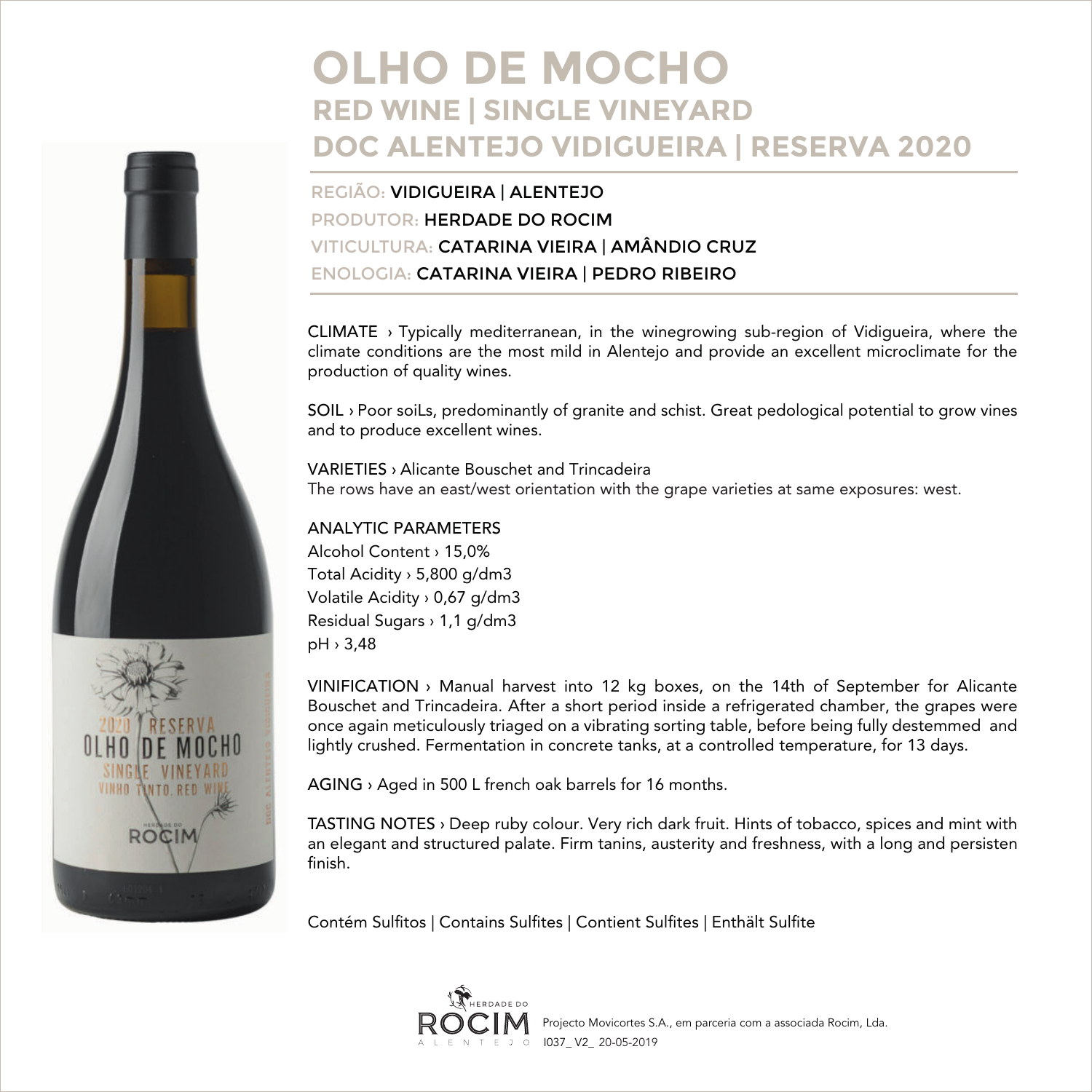# OLHO DE MOCHO

## RED WINE | SINGLE VINEYARD
## DOC ALENTEJO VIDIGUEIRA | RESERVA 2020

REGIÃO: VIDIGUEIRA | ALENTEJO
PRODUTOR: HERDADE DO ROCIM
VITICULTURA: CATARINA VIEIRA | AMÂNDIO CRUZ
ENOLOGIA: CATARINA VIEIRA | PEDRO RIBEIRO

CLIMATE › Typically mediterranean, in the winegrowing sub-region of Vidigueira, where the climate conditions are the most mild in Alentejo and provide an excellent microclimate for the production of quality wines.

SOIL › Poor soiLs, predominantly of granite and schist. Great pedological potential to grow vines and to produce excellent wines.

VARIETIES › Alicante Bouschet and Trincadeira
The rows have an east/west orientation with the grape varieties at same exposures: west.

ANALYTIC PARAMETERS
Alcohol Content › 15,0%
Total Acidity › 5,800 g/dm3
Volatile Acidity › 0,67 g/dm3
Residual Sugars › 1,1 g/dm3
pH › 3,48

VINIFICATION › Manual harvest into 12 kg boxes, on the 14th of September for Alicante Bouschet and Trincadeira. After a short period inside a refrigerated chamber, the grapes were once again meticulously triaged on a vibrating sorting table, before being fully destemmed and lightly crushed. Fermentation in concrete tanks, at a controlled temperature, for 13 days.

AGING › Aged in 500 L french oak barrels for 16 months.

TASTING NOTES › Deep ruby colour. Very rich dark fruit. Hints of tobacco, spices and mint with an elegant and structured palate. Firm tanins, austerity and freshness, with a long and persisten finish.

Contém Sulfitos | Contains Sulfites | Contient Sulfites | Enthält Sulfite

HERDADE DO ROCIM ALENTEJO

Projecto Movicortes S.A., em parceria com a associada Rocim, Lda.
I037_ V2_ 20-05-2019